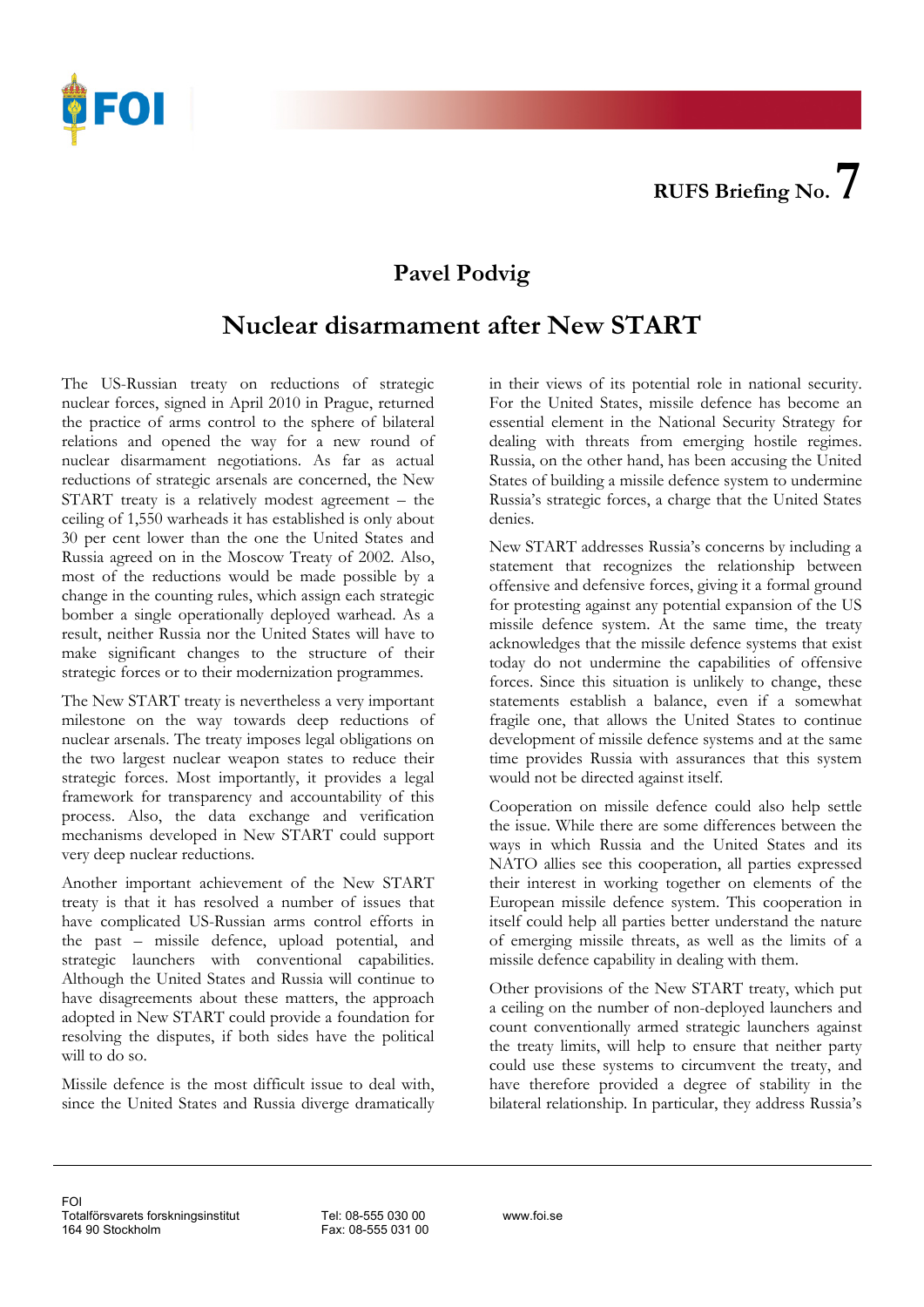RUFS Briefing No. 7

## Pavel Podvig

# Nuclear disarmament after New START

The US-Russian treaty on reductions of strategic nuclear forces, signed in April 2010 in Prague, returned the practice of arms control to the sphere of bilateral relations and opened the way for a new round of nuclear disarmament negotiations. As far as actual reductions of strategic arsenals are concerned, the New START treaty is a relatively modest agreement – the ceiling of 1,550 warheads it has established is only about 30 per cent lower than the one the United States and Russia agreed on in the Moscow Treaty of 2002. Also, most of the reductions would be made possible by a change in the counting rules, which assign each strategic bomber a single operationally deployed warhead. As a result, neither Russia nor the United States will have to make significant changes to the structure of their strategic forces or to their modernization programmes.

The New START treaty is nevertheless a very important milestone on the way towards deep reductions of nuclear arsenals. The treaty imposes legal obligations on the two largest nuclear weapon states to reduce their strategic forces. Most importantly, it provides a legal framework for transparency and accountability of this process. Also, the data exchange and verification mechanisms developed in New START could support very deep nuclear reductions.

Another important achievement of the New START treaty is that it has resolved a number of issues that have complicated US-Russian arms control efforts in the past – missile defence, upload potential, and strategic launchers with conventional capabilities. Although the United States and Russia will continue to have disagreements about these matters, the approach adopted in New START could provide a foundation for resolving the disputes, if both sides have the political will to do so.

Missile defence is the most difficult issue to deal with, since the United States and Russia diverge dramatically in their views of its potential role in national security. For the United States, missile defence has become an essential element in the National Security Strategy for dealing with threats from emerging hostile regimes. Russia, on the other hand, has been accusing the United States of building a missile defence system to undermine Russia's strategic forces, a charge that the United States denies.

New START addresses Russia's concerns by including a statement that recognizes the relationship between offensive and defensive forces, giving it a formal ground for protesting against any potential expansion of the US missile defence system. At the same time, the treaty acknowledges that the missile defence systems that exist today do not undermine the capabilities of offensive forces. Since this situation is unlikely to change, these statements establish a balance, even if a somewhat fragile one, that allows the United States to continue development of missile defence systems and at the same time provides Russia with assurances that this system would not be directed against itself.

Cooperation on missile defence could also help settle the issue. While there are some differences between the ways in which Russia and the United States and its NATO allies see this cooperation, all parties expressed their interest in working together on elements of the European missile defence system. This cooperation in itself could help all parties better understand the nature of emerging missile threats, as well as the limits of a missile defence capability in dealing with them.

Other provisions of the New START treaty, which put a ceiling on the number of non-deployed launchers and count conventionally armed strategic launchers against the treaty limits, will help to ensure that neither party could use these systems to circumvent the treaty, and have therefore provided a degree of stability in the bilateral relationship. In particular, they address Russia's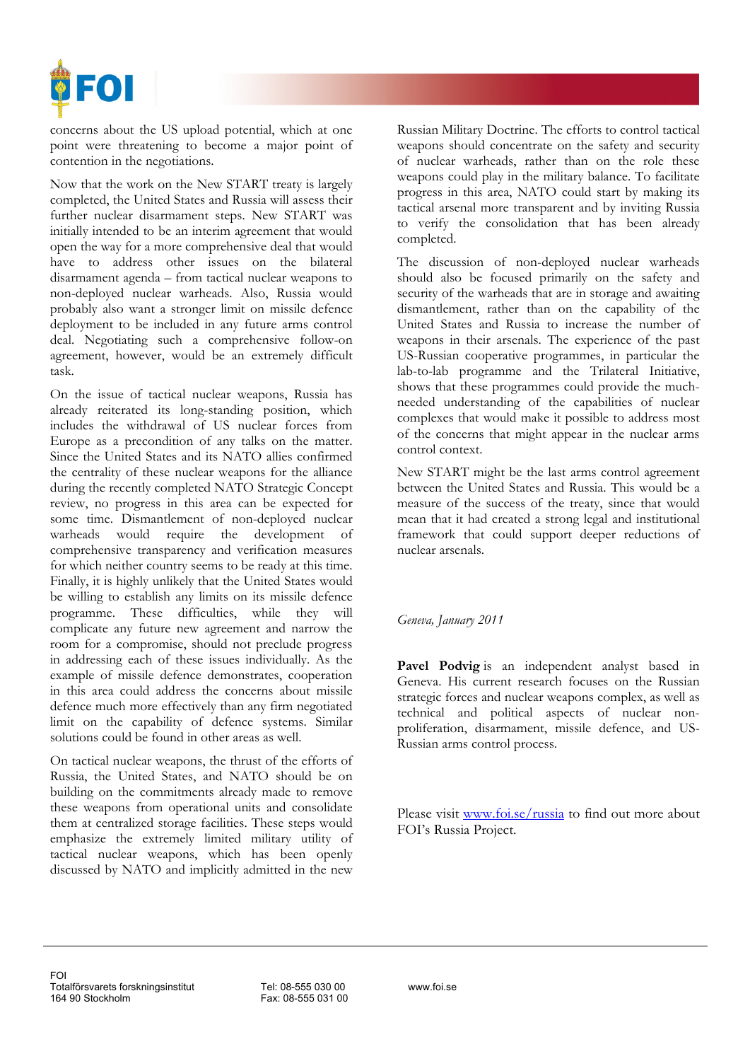concerns about the US upload potential, which at one point were threatening to become a major point of contention in the negotiations.

Now that the work on the New START treaty is largely completed, the United States and Russia will assess their further nuclear disarmament steps. New START was initially intended to be an interim agreement that would open the way for a more comprehensive deal that would have to address other issues on the bilateral disarmament agenda – from tactical nuclear weapons to non-deployed nuclear warheads. Also, Russia would probably also want a stronger limit on missile defence deployment to be included in any future arms control deal. Negotiating such a comprehensive follow-on agreement, however, would be an extremely difficult task.

On the issue of tactical nuclear weapons, Russia has already reiterated its long-standing position, which includes the withdrawal of US nuclear forces from Europe as a precondition of any talks on the matter. Since the United States and its NATO allies confirmed the centrality of these nuclear weapons for the alliance during the recently completed NATO Strategic Concept review, no progress in this area can be expected for some time. Dismantlement of non-deployed nuclear warheads would require the development of comprehensive transparency and verification measures for which neither country seems to be ready at this time. Finally, it is highly unlikely that the United States would be willing to establish any limits on its missile defence programme. These difficulties, while they will complicate any future new agreement and narrow the room for a compromise, should not preclude progress in addressing each of these issues individually. As the example of missile defence demonstrates, cooperation in this area could address the concerns about missile defence much more effectively than any firm negotiated limit on the capability of defence systems. Similar solutions could be found in other areas as well.

On tactical nuclear weapons, the thrust of the efforts of Russia, the United States, and NATO should be on building on the commitments already made to remove these weapons from operational units and consolidate them at centralized storage facilities. These steps would emphasize the extremely limited military utility of tactical nuclear weapons, which has been openly discussed by NATO and implicitly admitted in the new Russian Military Doctrine. The efforts to control tactical weapons should concentrate on the safety and security of nuclear warheads, rather than on the role these weapons could play in the military balance. To facilitate progress in this area, NATO could start by making its tactical arsenal more transparent and by inviting Russia to verify the consolidation that has been already completed.

The discussion of non-deployed nuclear warheads should also be focused primarily on the safety and security of the warheads that are in storage and awaiting dismantlement, rather than on the capability of the United States and Russia to increase the number of weapons in their arsenals. The experience of the past US-Russian cooperative programmes, in particular the lab-to-lab programme and the Trilateral Initiative, shows that these programmes could provide the much-needed understanding of the capabilities of nuclear complexes that would make it possible to address most of the concerns that might appear in the nuclear arms control context.

New START might be the last arms control agreement between the United States and Russia. This would be a measure of the success of the treaty, since that would mean that it had created a strong legal and institutional framework that could support deeper reductions of nuclear arsenals.

*Geneva, January 2011*

**Pavel Podvig** is an independent analyst based in Geneva. His current research focuses on the Russian strategic forces and nuclear weapons complex, as well as technical and political aspects of nuclear non-proliferation, disarmament, missile defence, and US-Russian arms control process.

Please visit [www.foi.se/russia](www.foi.se/russia) to find out more about FOI's Russia Project.